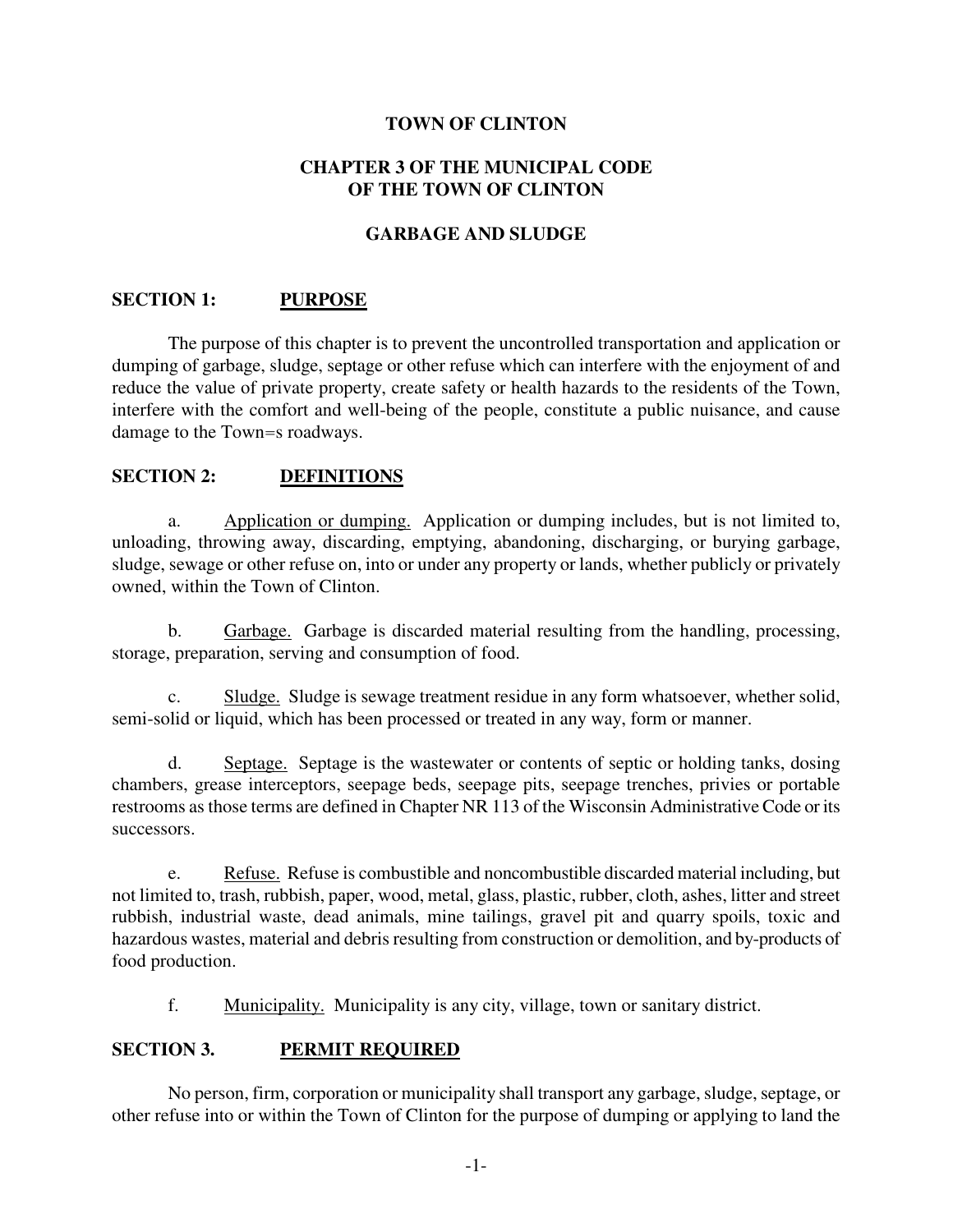**TOWN OF CLINTON**

**CHAPTER 3 OF THE MUNICIPAL CODE OF THE TOWN OF CLINTON**

**GARBAGE AND SLUDGE**

## SECTION 1: PURPOSE

The purpose of this chapter is to prevent the uncontrolled transportation and application or dumping of garbage, sludge, septage or other refuse which can interfere with the enjoyment of and reduce the value of private property, create safety or health hazards to the residents of the Town, interfere with the comfort and well-being of the people, constitute a public nuisance, and cause damage to the Town=s roadways.

## SECTION 2: DEFINITIONS

a. Application or dumping. Application or dumping includes, but is not limited to, unloading, throwing away, discarding, emptying, abandoning, discharging, or burying garbage, sludge, sewage or other refuse on, into or under any property or lands, whether publicly or privately owned, within the Town of Clinton.

b. Garbage. Garbage is discarded material resulting from the handling, processing, storage, preparation, serving and consumption of food.

c. Sludge. Sludge is sewage treatment residue in any form whatsoever, whether solid, semi-solid or liquid, which has been processed or treated in any way, form or manner.

d. Septage. Septage is the wastewater or contents of septic or holding tanks, dosing chambers, grease interceptors, seepage beds, seepage pits, seepage trenches, privies or portable restrooms as those terms are defined in Chapter NR 113 of the Wisconsin Administrative Code or its successors.

e. Refuse. Refuse is combustible and noncombustible discarded material including, but not limited to, trash, rubbish, paper, wood, metal, glass, plastic, rubber, cloth, ashes, litter and street rubbish, industrial waste, dead animals, mine tailings, gravel pit and quarry spoils, toxic and hazardous wastes, material and debris resulting from construction or demolition, and by-products of food production.

f. Municipality. Municipality is any city, village, town or sanitary district.

## SECTION 3. PERMIT REQUIRED

No person, firm, corporation or municipality shall transport any garbage, sludge, septage, or other refuse into or within the Town of Clinton for the purpose of dumping or applying to land the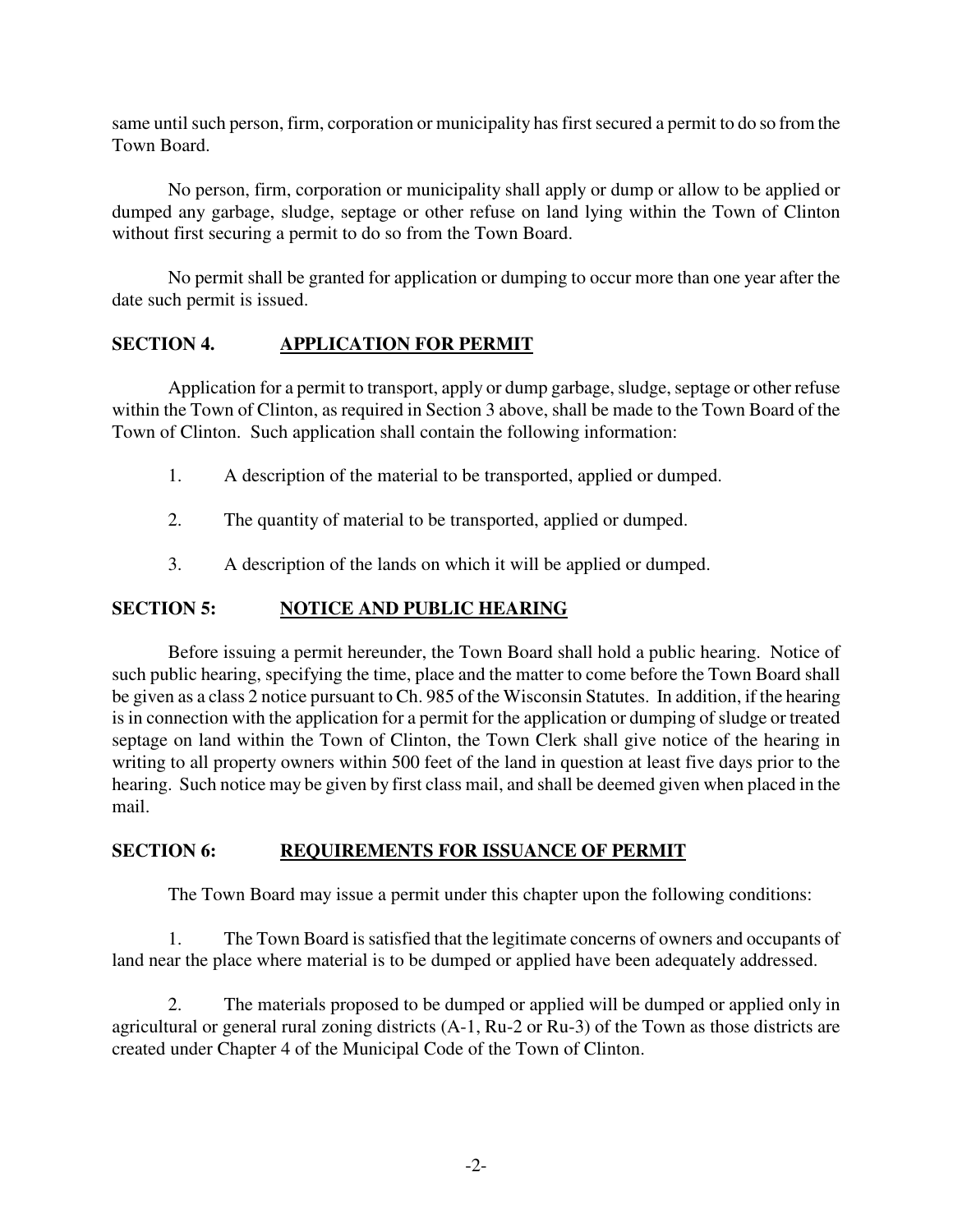same until such person, firm, corporation or municipality has first secured a permit to do so from the Town Board.

No person, firm, corporation or municipality shall apply or dump or allow to be applied or dumped any garbage, sludge, septage or other refuse on land lying within the Town of Clinton without first securing a permit to do so from the Town Board.

No permit shall be granted for application or dumping to occur more than one year after the date such permit is issued.

## SECTION 4. APPLICATION FOR PERMIT

Application for a permit to transport, apply or dump garbage, sludge, septage or other refuse within the Town of Clinton, as required in Section 3 above, shall be made to the Town Board of the Town of Clinton. Such application shall contain the following information:

1. A description of the material to be transported, applied or dumped.

2. The quantity of material to be transported, applied or dumped.

3. A description of the lands on which it will be applied or dumped.

## SECTION 5: NOTICE AND PUBLIC HEARING

Before issuing a permit hereunder, the Town Board shall hold a public hearing. Notice of such public hearing, specifying the time, place and the matter to come before the Town Board shall be given as a class 2 notice pursuant to Ch. 985 of the Wisconsin Statutes. In addition, if the hearing is in connection with the application for a permit for the application or dumping of sludge or treated septage on land within the Town of Clinton, the Town Clerk shall give notice of the hearing in writing to all property owners within 500 feet of the land in question at least five days prior to the hearing. Such notice may be given by first class mail, and shall be deemed given when placed in the mail.

## SECTION 6: REQUIREMENTS FOR ISSUANCE OF PERMIT

The Town Board may issue a permit under this chapter upon the following conditions:

1. The Town Board is satisfied that the legitimate concerns of owners and occupants of land near the place where material is to be dumped or applied have been adequately addressed.

2. The materials proposed to be dumped or applied will be dumped or applied only in agricultural or general rural zoning districts (A-1, Ru-2 or Ru-3) of the Town as those districts are created under Chapter 4 of the Municipal Code of the Town of Clinton.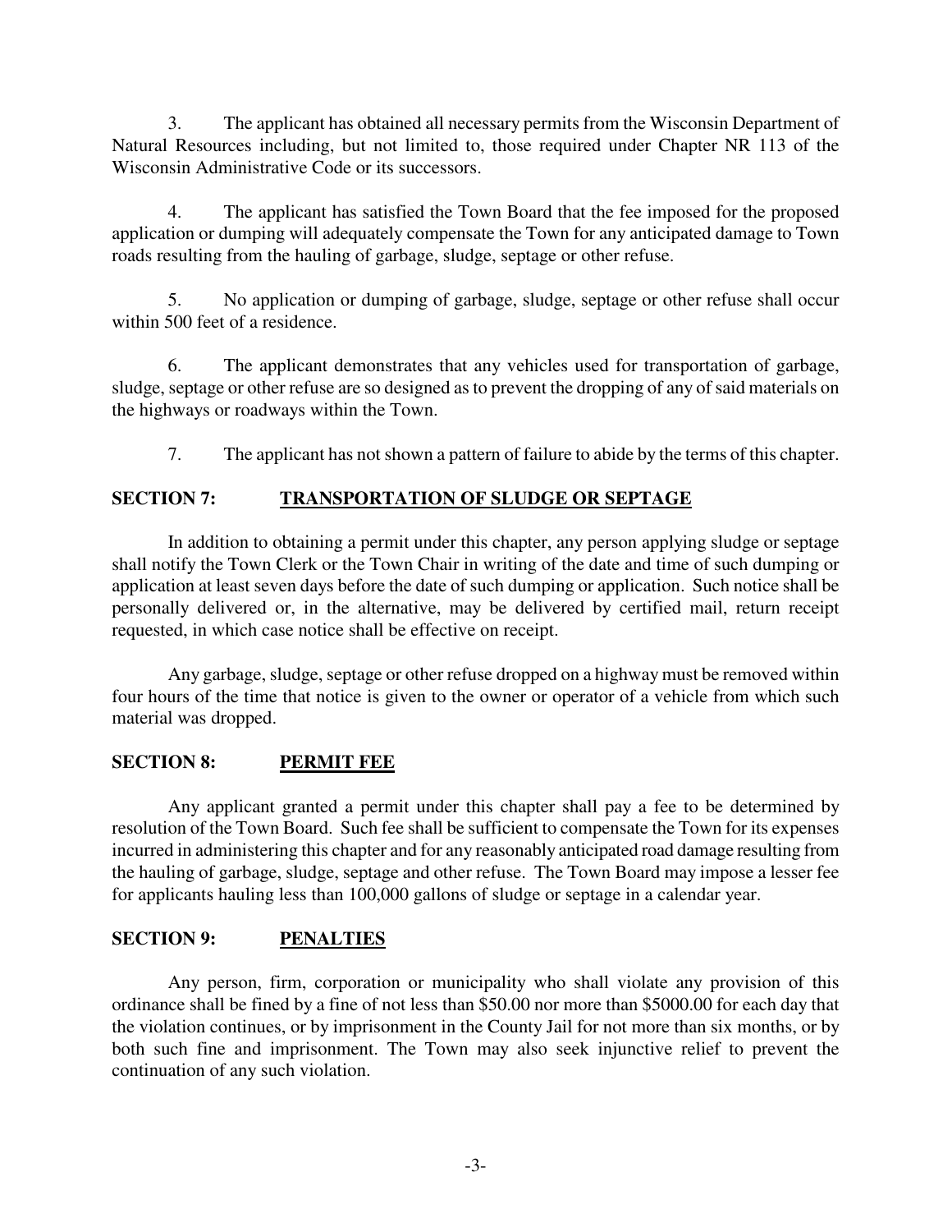3. The applicant has obtained all necessary permits from the Wisconsin Department of Natural Resources including, but not limited to, those required under Chapter NR 113 of the Wisconsin Administrative Code or its successors.

4. The applicant has satisfied the Town Board that the fee imposed for the proposed application or dumping will adequately compensate the Town for any anticipated damage to Town roads resulting from the hauling of garbage, sludge, septage or other refuse.

5. No application or dumping of garbage, sludge, septage or other refuse shall occur within 500 feet of a residence.

6. The applicant demonstrates that any vehicles used for transportation of garbage, sludge, septage or other refuse are so designed as to prevent the dropping of any of said materials on the highways or roadways within the Town.

7. The applicant has not shown a pattern of failure to abide by the terms of this chapter.

## SECTION 7: <u>TRANSPORTATION OF SLUDGE OR SEPTAGE</u>

In addition to obtaining a permit under this chapter, any person applying sludge or septage shall notify the Town Clerk or the Town Chair in writing of the date and time of such dumping or application at least seven days before the date of such dumping or application. Such notice shall be personally delivered or, in the alternative, may be delivered by certified mail, return receipt requested, in which case notice shall be effective on receipt.

Any garbage, sludge, septage or other refuse dropped on a highway must be removed within four hours of the time that notice is given to the owner or operator of a vehicle from which such material was dropped.

## SECTION 8: <u>PERMIT FEE</u>

Any applicant granted a permit under this chapter shall pay a fee to be determined by resolution of the Town Board. Such fee shall be sufficient to compensate the Town for its expenses incurred in administering this chapter and for any reasonably anticipated road damage resulting from the hauling of garbage, sludge, septage and other refuse. The Town Board may impose a lesser fee for applicants hauling less than 100,000 gallons of sludge or septage in a calendar year.

## SECTION 9: <u>PENALTIES</u>

Any person, firm, corporation or municipality who shall violate any provision of this ordinance shall be fined by a fine of not less than $50.00 nor more than $5000.00 for each day that the violation continues, or by imprisonment in the County Jail for not more than six months, or by both such fine and imprisonment. The Town may also seek injunctive relief to prevent the continuation of any such violation.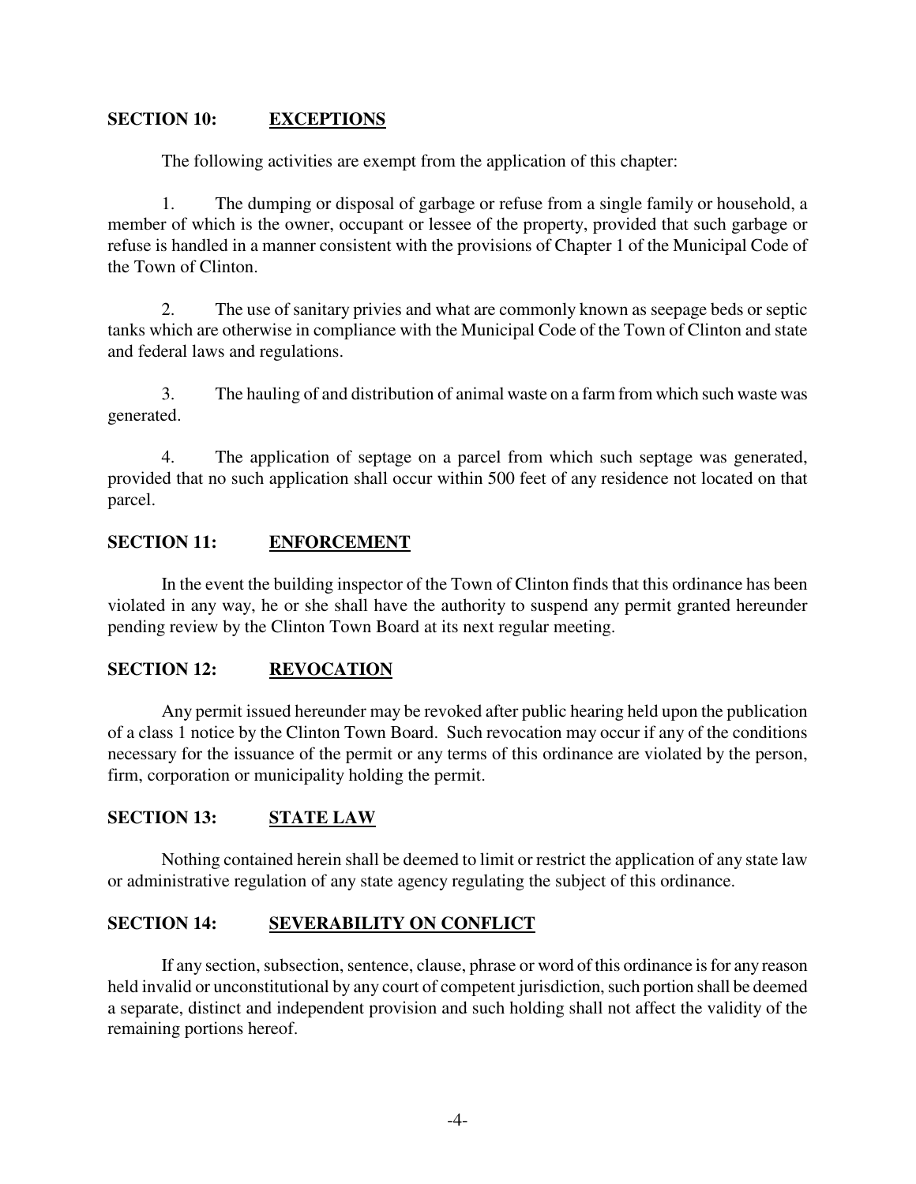## SECTION 10: <u>EXCEPTIONS</u>

The following activities are exempt from the application of this chapter:

1. The dumping or disposal of garbage or refuse from a single family or household, a member of which is the owner, occupant or lessee of the property, provided that such garbage or refuse is handled in a manner consistent with the provisions of Chapter 1 of the Municipal Code of the Town of Clinton.

2. The use of sanitary privies and what are commonly known as seepage beds or septic tanks which are otherwise in compliance with the Municipal Code of the Town of Clinton and state and federal laws and regulations.

3. The hauling of and distribution of animal waste on a farm from which such waste was generated.

4. The application of septage on a parcel from which such septage was generated, provided that no such application shall occur within 500 feet of any residence not located on that parcel.

## SECTION 11: <u>ENFORCEMENT</u>

In the event the building inspector of the Town of Clinton finds that this ordinance has been violated in any way, he or she shall have the authority to suspend any permit granted hereunder pending review by the Clinton Town Board at its next regular meeting.

## SECTION 12: <u>REVOCATION</u>

Any permit issued hereunder may be revoked after public hearing held upon the publication of a class 1 notice by the Clinton Town Board. Such revocation may occur if any of the conditions necessary for the issuance of the permit or any terms of this ordinance are violated by the person, firm, corporation or municipality holding the permit.

## SECTION 13: <u>STATE LAW</u>

Nothing contained herein shall be deemed to limit or restrict the application of any state law or administrative regulation of any state agency regulating the subject of this ordinance.

## SECTION 14: <u>SEVERABILITY ON CONFLICT</u>

If any section, subsection, sentence, clause, phrase or word of this ordinance is for any reason held invalid or unconstitutional by any court of competent jurisdiction, such portion shall be deemed a separate, distinct and independent provision and such holding shall not affect the validity of the remaining portions hereof.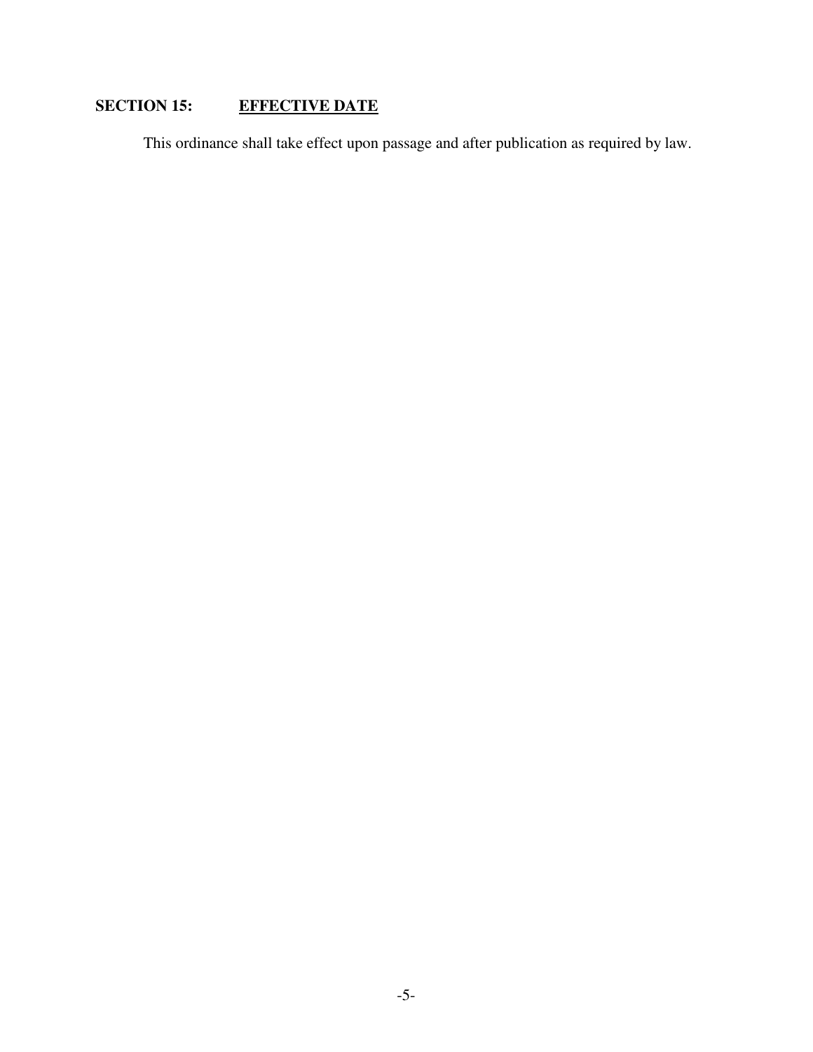**SECTION 15: EFFECTIVE DATE**

This ordinance shall take effect upon passage and after publication as required by law.